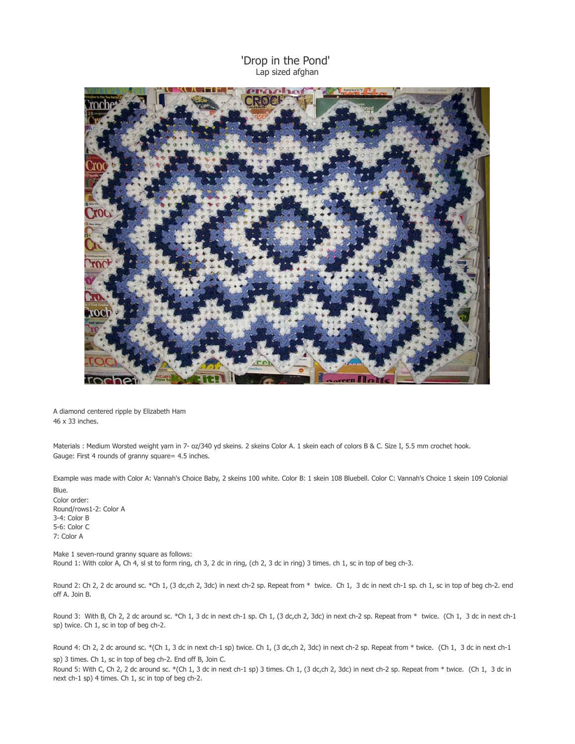# 'Drop in the Pond'

Lap sized afghan

A diamond centered ripple by Elizabeth Ham
46 x 33 inches.

Materials : Medium Worsted weight yarn in 7- oz/340 yd skeins. 2 skeins Color A. 1 skein each of colors B & C. Size I, 5.5 mm crochet hook.
Gauge: First 4 rounds of granny square= 4.5 inches.

Example was made with Color A: Vannah's Choice Baby, 2 skeins 100 white. Color B: 1 skein 108 Bluebell. Color C: Vannah's Choice 1 skein 109 Colonial Blue.

Color order:
Round/rows1-2: Color A
3-4: Color B
5-6: Color C
7: Color A

Make 1 seven-round granny square as follows:
Round 1: With color A, Ch 4, sl st to form ring, ch 3, 2 dc in ring, (ch 2, 3 dc in ring) 3 times. ch 1, sc in top of beg ch-3.

Round 2: Ch 2, 2 dc around sc. *Ch 1, (3 dc,ch 2, 3dc) in next ch-2 sp. Repeat from * twice. Ch 1, 3 dc in next ch-1 sp. ch 1, sc in top of beg ch-2. end off A. Join B.

Round 3: With B, Ch 2, 2 dc around sc. *Ch 1, 3 dc in next ch-1 sp. Ch 1, (3 dc,ch 2, 3dc) in next ch-2 sp. Repeat from * twice. (Ch 1, 3 dc in next ch-1 sp) twice. Ch 1, sc in top of beg ch-2.

Round 4: Ch 2, 2 dc around sc. *(Ch 1, 3 dc in next ch-1 sp) twice. Ch 1, (3 dc,ch 2, 3dc) in next ch-2 sp. Repeat from * twice. (Ch 1, 3 dc in next ch-1 sp) 3 times. Ch 1, sc in top of beg ch-2. End off B, Join C.

Round 5: With C, Ch 2, 2 dc around sc. *(Ch 1, 3 dc in next ch-1 sp) 3 times. Ch 1, (3 dc,ch 2, 3dc) in next ch-2 sp. Repeat from * twice. (Ch 1, 3 dc in next ch-1 sp) 4 times. Ch 1, sc in top of beg ch-2.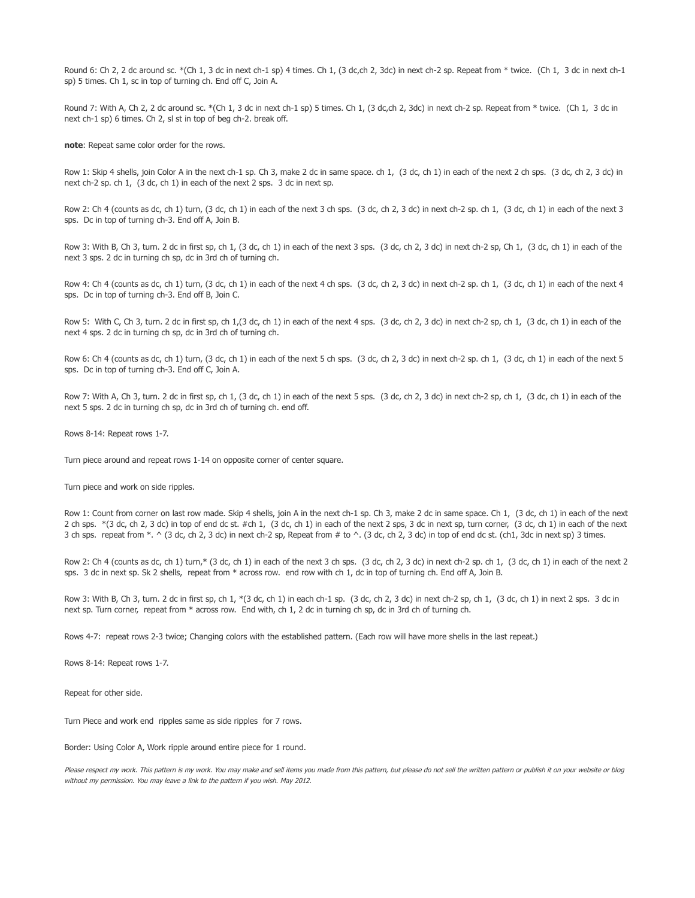Round 6: Ch 2, 2 dc around sc. *(Ch 1, 3 dc in next ch-1 sp) 4 times. Ch 1, (3 dc,ch 2, 3dc) in next ch-2 sp. Repeat from * twice. (Ch 1, 3 dc in next ch-1 sp) 5 times. Ch 1, sc in top of turning ch. End off C, Join A.

Round 7: With A, Ch 2, 2 dc around sc. *(Ch 1, 3 dc in next ch-1 sp) 5 times. Ch 1, (3 dc,ch 2, 3dc) in next ch-2 sp. Repeat from * twice. (Ch 1, 3 dc in next ch-1 sp) 6 times. Ch 2, sl st in top of beg ch-2. break off.

**note**: Repeat same color order for the rows.

Row 1: Skip 4 shells, join Color A in the next ch-1 sp. Ch 3, make 2 dc in same space. ch 1, (3 dc, ch 1) in each of the next 2 ch sps. (3 dc, ch 2, 3 dc) in next ch-2 sp. ch 1, (3 dc, ch 1) in each of the next 2 sps. 3 dc in next sp.

Row 2: Ch 4 (counts as dc, ch 1) turn, (3 dc, ch 1) in each of the next 3 ch sps. (3 dc, ch 2, 3 dc) in next ch-2 sp. ch 1, (3 dc, ch 1) in each of the next 3 sps. Dc in top of turning ch-3. End off A, Join B.

Row 3: With B, Ch 3, turn. 2 dc in first sp, ch 1, (3 dc, ch 1) in each of the next 3 sps. (3 dc, ch 2, 3 dc) in next ch-2 sp, Ch 1, (3 dc, ch 1) in each of the next 3 sps. 2 dc in turning ch sp, dc in 3rd ch of turning ch.

Row 4: Ch 4 (counts as dc, ch 1) turn, (3 dc, ch 1) in each of the next 4 ch sps. (3 dc, ch 2, 3 dc) in next ch-2 sp. ch 1, (3 dc, ch 1) in each of the next 4 sps. Dc in top of turning ch-3. End off B, Join C.

Row 5: With C, Ch 3, turn. 2 dc in first sp, ch 1,(3 dc, ch 1) in each of the next 4 sps. (3 dc, ch 2, 3 dc) in next ch-2 sp, ch 1, (3 dc, ch 1) in each of the next 4 sps. 2 dc in turning ch sp, dc in 3rd ch of turning ch.

Row 6: Ch 4 (counts as dc, ch 1) turn, (3 dc, ch 1) in each of the next 5 ch sps. (3 dc, ch 2, 3 dc) in next ch-2 sp. ch 1, (3 dc, ch 1) in each of the next 5 sps. Dc in top of turning ch-3. End off C, Join A.

Row 7: With A, Ch 3, turn. 2 dc in first sp, ch 1, (3 dc, ch 1) in each of the next 5 sps. (3 dc, ch 2, 3 dc) in next ch-2 sp, ch 1, (3 dc, ch 1) in each of the next 5 sps. 2 dc in turning ch sp, dc in 3rd ch of turning ch. end off.

Rows 8-14: Repeat rows 1-7.

Turn piece around and repeat rows 1-14 on opposite corner of center square.

Turn piece and work on side ripples.

Row 1: Count from corner on last row made. Skip 4 shells, join A in the next ch-1 sp. Ch 3, make 2 dc in same space. Ch 1, (3 dc, ch 1) in each of the next 2 ch sps. *(3 dc, ch 2, 3 dc) in top of end dc st. #ch 1, (3 dc, ch 1) in each of the next 2 sps, 3 dc in next sp, turn corner, (3 dc, ch 1) in each of the next 3 ch sps. repeat from *. ^ (3 dc, ch 2, 3 dc) in next ch-2 sp, Repeat from # to ^. (3 dc, ch 2, 3 dc) in top of end dc st. (ch1, 3dc in next sp) 3 times.

Row 2: Ch 4 (counts as dc, ch 1) turn,* (3 dc, ch 1) in each of the next 3 ch sps. (3 dc, ch 2, 3 dc) in next ch-2 sp. ch 1, (3 dc, ch 1) in each of the next 2 sps. 3 dc in next sp. Sk 2 shells, repeat from * across row. end row with ch 1, dc in top of turning ch. End off A, Join B.

Row 3: With B, Ch 3, turn. 2 dc in first sp, ch 1, *(3 dc, ch 1) in each ch-1 sp. (3 dc, ch 2, 3 dc) in next ch-2 sp, ch 1, (3 dc, ch 1) in next 2 sps. 3 dc in next sp. Turn corner, repeat from * across row. End with, ch 1, 2 dc in turning ch sp, dc in 3rd ch of turning ch.

Rows 4-7: repeat rows 2-3 twice; Changing colors with the established pattern. (Each row will have more shells in the last repeat.)

Rows 8-14: Repeat rows 1-7.

Repeat for other side.

Turn Piece and work end ripples same as side ripples for 7 rows.

Border: Using Color A, Work ripple around entire piece for 1 round.

*Please respect my work. This pattern is my work. You may make and sell items you made from this pattern, but please do not sell the written pattern or publish it on your website or blog without my permission. You may leave a link to the pattern if you wish. May 2012.*